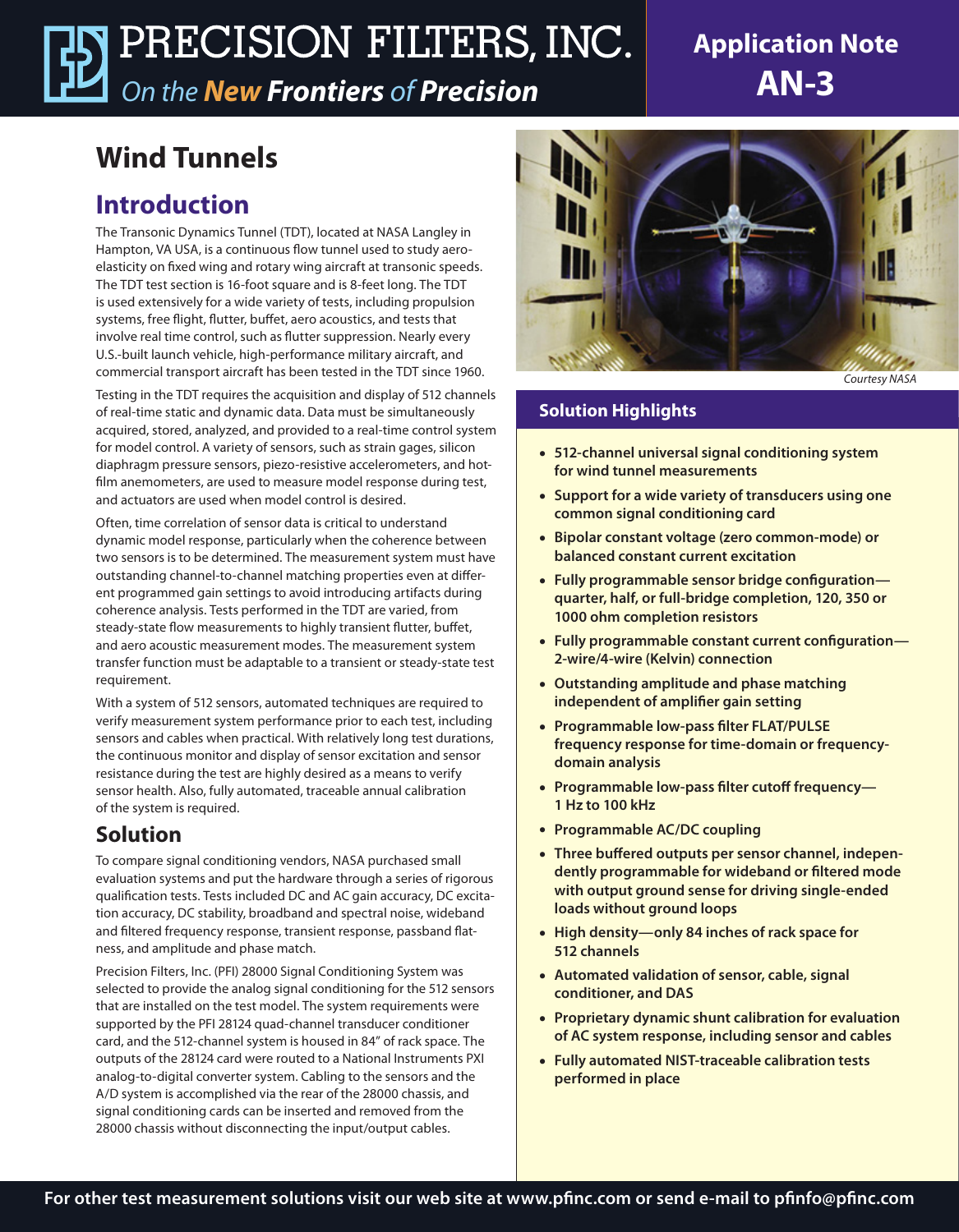# Wind Tunnels

## Introduction

The Transonic Dynamics Tunnel (TDT), located at NASA Langley in Hampton, VA USA, is a continuous flow tunnel used to study aeroelasticity on fixed wing and rotary wing aircraft at transonic speeds. The TDT test section is 16-foot square and is 8-feet long. The TDT is used extensively for a wide variety of tests, including propulsion systems, free flight, flutter, buffet, aero acoustics, and tests that involve real time control, such as flutter suppression. Nearly every U.S.-built launch vehicle, high-performance military aircraft, and commercial transport aircraft has been tested in the TDT since 1960.

Testing in the TDT requires the acquisition and display of 512 channels of real-time static and dynamic data. Data must be simultaneously acquired, stored, analyzed, and provided to a real-time control system for model control. A variety of sensors, such as strain gages, silicon diaphragm pressure sensors, piezo-resistive accelerometers, and hot-film anemometers, are used to measure model response during test, and actuators are used when model control is desired.

Often, time correlation of sensor data is critical to understand dynamic model response, particularly when the coherence between two sensors is to be determined. The measurement system must have outstanding channel-to-channel matching properties even at different programmed gain settings to avoid introducing artifacts during coherence analysis. Tests performed in the TDT are varied, from steady-state flow measurements to highly transient flutter, buffet, and aero acoustic measurement modes. The measurement system transfer function must be adaptable to a transient or steady-state test requirement.

With a system of 512 sensors, automated techniques are required to verify measurement system performance prior to each test, including sensors and cables when practical. With relatively long test durations, the continuous monitor and display of sensor excitation and sensor resistance during the test are highly desired as a means to verify sensor health. Also, fully automated, traceable annual calibration of the system is required.

## Solution

To compare signal conditioning vendors, NASA purchased small evaluation systems and put the hardware through a series of rigorous qualification tests. Tests included DC and AC gain accuracy, DC excitation accuracy, DC stability, broadband and spectral noise, wideband and filtered frequency response, transient response, passband flatness, and amplitude and phase match.

Precision Filters, Inc. (PFI) 28000 Signal Conditioning System was selected to provide the analog signal conditioning for the 512 sensors that are installed on the test model. The system requirements were supported by the PFI 28124 quad-channel transducer conditioner card, and the 512-channel system is housed in 84" of rack space. The outputs of the 28124 card were routed to a National Instruments PXI analog-to-digital converter system. Cabling to the sensors and the A/D system is accomplished via the rear of the 28000 chassis, and signal conditioning cards can be inserted and removed from the 28000 chassis without disconnecting the input/output cables.

*Courtesy NASA*

### Solution Highlights

- **512-channel universal signal conditioning system for wind tunnel measurements**
- **Support for a wide variety of transducers using one common signal conditioning card**
- **Bipolar constant voltage (zero common-mode) or balanced constant current excitation**
- **Fully programmable sensor bridge configuration—quarter, half, or full-bridge completion, 120, 350 or 1000 ohm completion resistors**
- **Fully programmable constant current configuration—2-wire/4-wire (Kelvin) connection**
- **Outstanding amplitude and phase matching independent of amplifier gain setting**
- **Programmable low-pass filter FLAT/PULSE frequency response for time-domain or frequency-domain analysis**
- **Programmable low-pass filter cutoff frequency—1 Hz to 100 kHz**
- **Programmable AC/DC coupling**
- **Three buffered outputs per sensor channel, independently programmable for wideband or filtered mode with output ground sense for driving single-ended loads without ground loops**
- **High density—only 84 inches of rack space for 512 channels**
- **Automated validation of sensor, cable, signal conditioner, and DAS**
- **Proprietary dynamic shunt calibration for evaluation of AC system response, including sensor and cables**
- **Fully automated NIST-traceable calibration tests performed in place**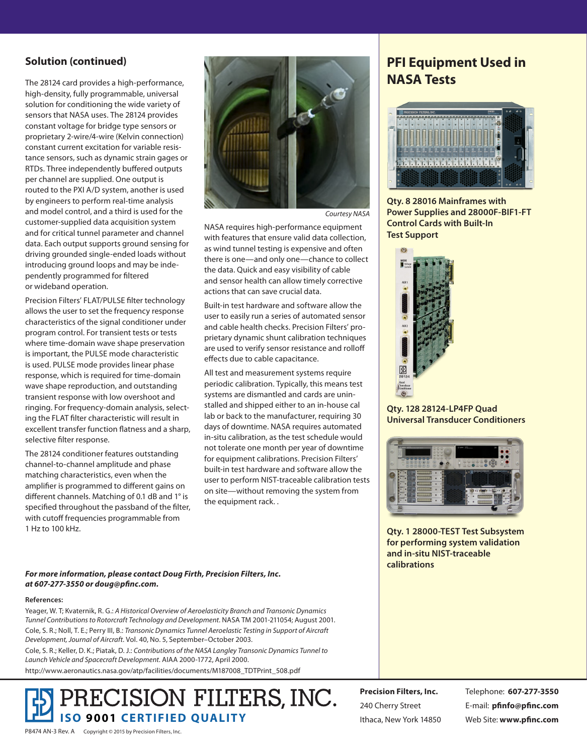## Solution (continued)

The 28124 card provides a high-performance, high-density, fully programmable, universal solution for conditioning the wide variety of sensors that NASA uses. The 28124 provides constant voltage for bridge type sensors or proprietary 2-wire/4-wire (Kelvin connection) constant current excitation for variable resistance sensors, such as dynamic strain gages or RTDs. Three independently buffered outputs per channel are supplied. One output is routed to the PXI A/D system, another is used by engineers to perform real-time analysis and model control, and a third is used for the customer-supplied data acquisition system and for critical tunnel parameter and channel data. Each output supports ground sensing for driving grounded single-ended loads without introducing ground loops and may be independently programmed for filtered or wideband operation.

Precision Filters' FLAT/PULSE filter technology allows the user to set the frequency response characteristics of the signal conditioner under program control. For transient tests or tests where time-domain wave shape preservation is important, the PULSE mode characteristic is used. PULSE mode provides linear phase response, which is required for time-domain wave shape reproduction, and outstanding transient response with low overshoot and ringing. For frequency-domain analysis, selecting the FLAT filter characteristic will result in excellent transfer function flatness and a sharp, selective filter response.

The 28124 conditioner features outstanding channel-to-channel amplitude and phase matching characteristics, even when the amplifier is programmed to different gains on different channels. Matching of 0.1 dB and 1° is specified throughout the passband of the filter, with cutoff frequencies programmable from 1 Hz to 100 kHz.

Courtesy NASA

NASA requires high-performance equipment with features that ensure valid data collection, as wind tunnel testing is expensive and often there is one—and only one—chance to collect the data. Quick and easy visibility of cable and sensor health can allow timely corrective actions that can save crucial data.

Built-in test hardware and software allow the user to easily run a series of automated sensor and cable health checks. Precision Filters' proprietary dynamic shunt calibration techniques are used to verify sensor resistance and rolloff effects due to cable capacitance.

All test and measurement systems require periodic calibration. Typically, this means test systems are dismantled and cards are uninstalled and shipped either to an in-house cal lab or back to the manufacturer, requiring 30 days of downtime. NASA requires automated in-situ calibration, as the test schedule would not tolerate one month per year of downtime for equipment calibrations. Precision Filters' built-in test hardware and software allow the user to perform NIST-traceable calibration tests on site—without removing the system from the equipment rack. .

***For more information, please contact Doug Firth, Precision Filters, Inc. at 607-277-3550 or doug@pfinc.com.***

**References:**

Yeager, W. T; Kvaternik, R. G.: *A Historical Overview of Aeroelasticity Branch and Transonic Dynamics Tunnel Contributions to Rotorcraft Technology and Development*. NASA TM 2001-211054; August 2001.

Cole, S. R.; Noll, T. E.; Perry III, B.: *Transonic Dynamics Tunnel Aeroelastic Testing in Support of Aircraft Development, Journal of Aircraft*. Vol. 40, No. 5, September–October 2003.

Cole, S. R.; Keller, D. K.; Piatak, D. J.: *Contributions of the NASA Langley Transonic Dynamics Tunnel to Launch Vehicle and Spacecraft Development*. AIAA 2000-1772, April 2000.

http://www.aeronautics.nasa.gov/atp/facilities/documents/M187008_TDTPrint_508.pdf

## PFI Equipment Used in NASA Tests

**Qty. 8 28016 Mainframes with Power Supplies and 28000F-BIF1-FT Control Cards with Built-In Test Support**

**Qty. 128 28124-LP4FP Quad Universal Transducer Conditioners**

**Qty. 1 28000-TEST Test Subsystem for performing system validation and in-situ NIST-traceable calibrations**

PRECISION FILTERS, INC.
ISO 9001 CERTIFIED QUALITY

**Precision Filters, Inc.**
240 Cherry Street
Ithaca, New York 14850

Telephone: **607-277-3550**
E-mail: **pfinfo@pfinc.com**
Web Site: **www.pfinc.com**

P8474 AN-3 Rev. A Copyright © 2015 by Precision Filters, Inc.